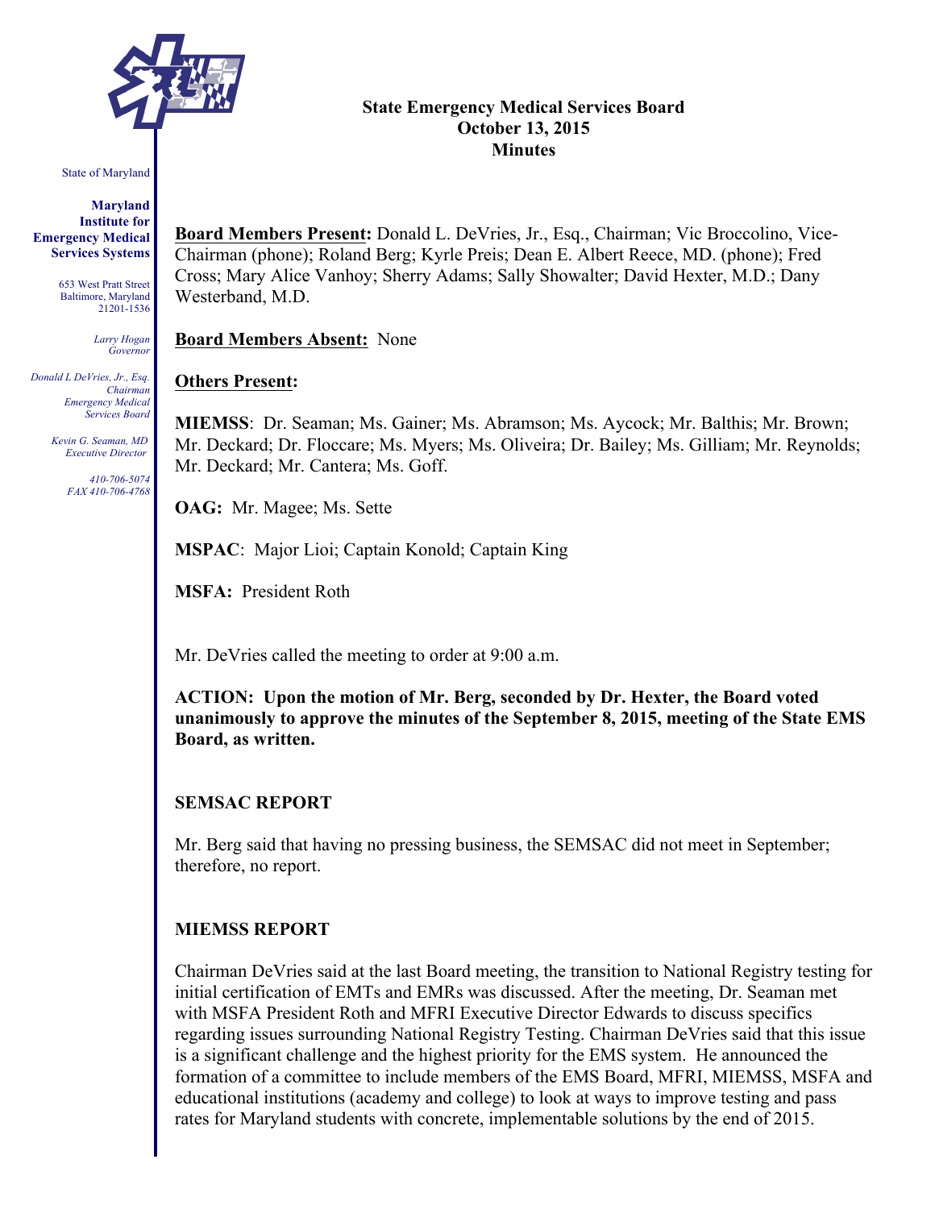State of Maryland

**Maryland Institute for Emergency Medical Services Systems**

653 West Pratt Street
Baltimore, Maryland
21201-1536

*Larry Hogan*
*Governor*

*Donald L DeVries, Jr., Esq.*
*Chairman*
*Emergency Medical Services Board*

*Kevin G. Seaman, MD*
*Executive Director*

*410-706-5074*
*FAX 410-706-4768*

# State Emergency Medical Services Board
## October 13, 2015
## Minutes

**Board Members Present:** Donald L. DeVries, Jr., Esq., Chairman; Vic Broccolino, Vice-Chairman (phone); Roland Berg; Kyrle Preis; Dean E. Albert Reece, MD. (phone); Fred Cross; Mary Alice Vanhoy; Sherry Adams; Sally Showalter; David Hexter, M.D.; Dany Westerband, M.D.

**Board Members Absent:** None

**Others Present:**

**MIEMSS**: Dr. Seaman; Ms. Gainer; Ms. Abramson; Ms. Aycock; Mr. Balthis; Mr. Brown; Mr. Deckard; Dr. Floccare; Ms. Myers; Ms. Oliveira; Dr. Bailey; Ms. Gilliam; Mr. Reynolds; Mr. Deckard; Mr. Cantera; Ms. Goff.

**OAG:** Mr. Magee; Ms. Sette

**MSPAC**: Major Lioi; Captain Konold; Captain King

**MSFA:** President Roth

Mr. DeVries called the meeting to order at 9:00 a.m.

**ACTION: Upon the motion of Mr. Berg, seconded by Dr. Hexter, the Board voted unanimously to approve the minutes of the September 8, 2015, meeting of the State EMS Board, as written.**

### SEMSAC REPORT

Mr. Berg said that having no pressing business, the SEMSAC did not meet in September; therefore, no report.

### MIEMSS REPORT

Chairman DeVries said at the last Board meeting, the transition to National Registry testing for initial certification of EMTs and EMRs was discussed. After the meeting, Dr. Seaman met with MSFA President Roth and MFRI Executive Director Edwards to discuss specifics regarding issues surrounding National Registry Testing. Chairman DeVries said that this issue is a significant challenge and the highest priority for the EMS system. He announced the formation of a committee to include members of the EMS Board, MFRI, MIEMSS, MSFA and educational institutions (academy and college) to look at ways to improve testing and pass rates for Maryland students with concrete, implementable solutions by the end of 2015.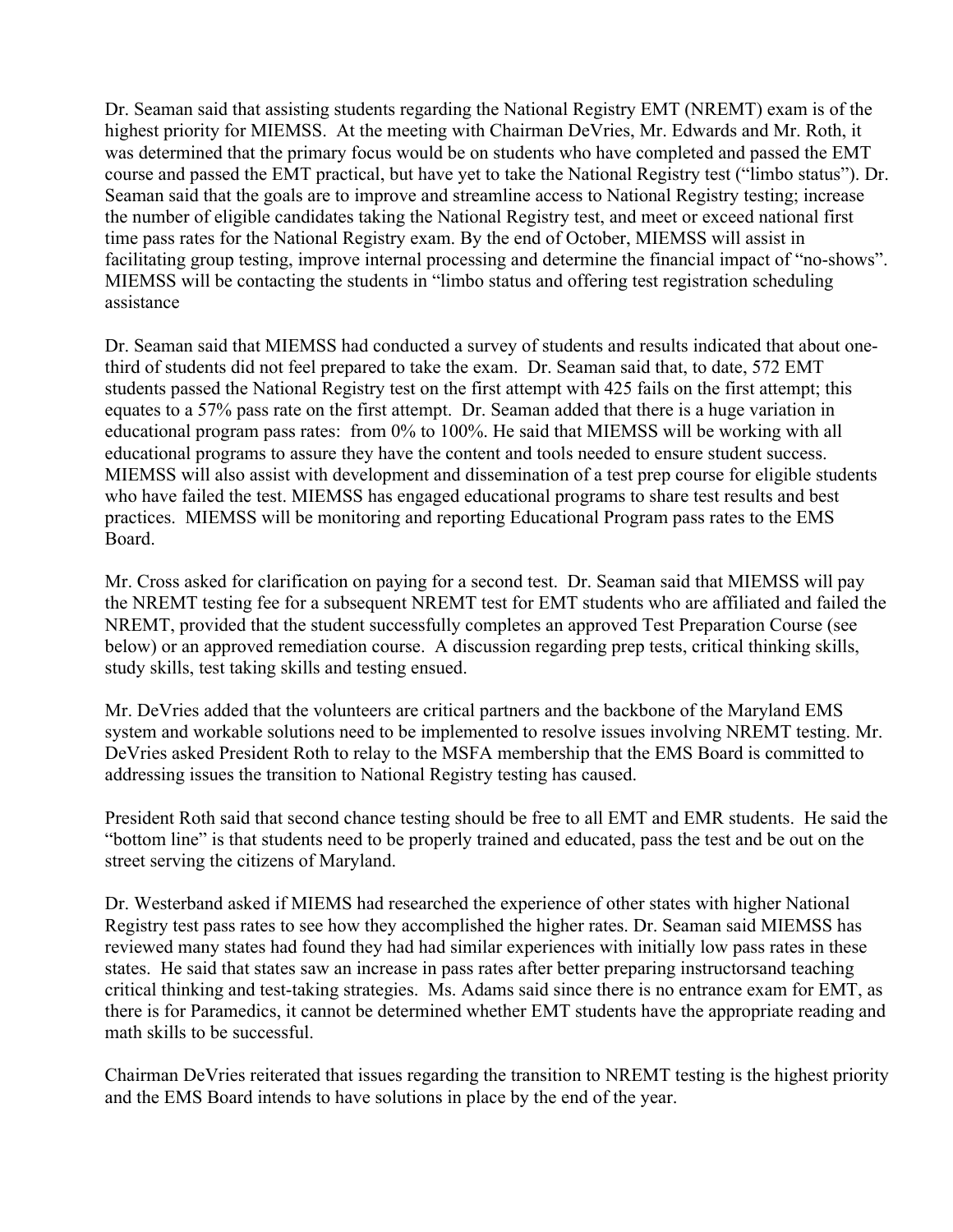Dr. Seaman said that assisting students regarding the National Registry EMT (NREMT) exam is of the highest priority for MIEMSS. At the meeting with Chairman DeVries, Mr. Edwards and Mr. Roth, it was determined that the primary focus would be on students who have completed and passed the EMT course and passed the EMT practical, but have yet to take the National Registry test ("limbo status"). Dr. Seaman said that the goals are to improve and streamline access to National Registry testing; increase the number of eligible candidates taking the National Registry test, and meet or exceed national first time pass rates for the National Registry exam. By the end of October, MIEMSS will assist in facilitating group testing, improve internal processing and determine the financial impact of "no-shows". MIEMSS will be contacting the students in "limbo status and offering test registration scheduling assistance

Dr. Seaman said that MIEMSS had conducted a survey of students and results indicated that about one-third of students did not feel prepared to take the exam. Dr. Seaman said that, to date, 572 EMT students passed the National Registry test on the first attempt with 425 fails on the first attempt; this equates to a 57% pass rate on the first attempt. Dr. Seaman added that there is a huge variation in educational program pass rates: from 0% to 100%. He said that MIEMSS will be working with all educational programs to assure they have the content and tools needed to ensure student success. MIEMSS will also assist with development and dissemination of a test prep course for eligible students who have failed the test. MIEMSS has engaged educational programs to share test results and best practices. MIEMSS will be monitoring and reporting Educational Program pass rates to the EMS Board.

Mr. Cross asked for clarification on paying for a second test. Dr. Seaman said that MIEMSS will pay the NREMT testing fee for a subsequent NREMT test for EMT students who are affiliated and failed the NREMT, provided that the student successfully completes an approved Test Preparation Course (see below) or an approved remediation course. A discussion regarding prep tests, critical thinking skills, study skills, test taking skills and testing ensued.

Mr. DeVries added that the volunteers are critical partners and the backbone of the Maryland EMS system and workable solutions need to be implemented to resolve issues involving NREMT testing. Mr. DeVries asked President Roth to relay to the MSFA membership that the EMS Board is committed to addressing issues the transition to National Registry testing has caused.

President Roth said that second chance testing should be free to all EMT and EMR students. He said the "bottom line" is that students need to be properly trained and educated, pass the test and be out on the street serving the citizens of Maryland.

Dr. Westerband asked if MIEMS had researched the experience of other states with higher National Registry test pass rates to see how they accomplished the higher rates. Dr. Seaman said MIEMSS has reviewed many states had found they had had similar experiences with initially low pass rates in these states. He said that states saw an increase in pass rates after better preparing instructorsand teaching critical thinking and test-taking strategies. Ms. Adams said since there is no entrance exam for EMT, as there is for Paramedics, it cannot be determined whether EMT students have the appropriate reading and math skills to be successful.

Chairman DeVries reiterated that issues regarding the transition to NREMT testing is the highest priority and the EMS Board intends to have solutions in place by the end of the year.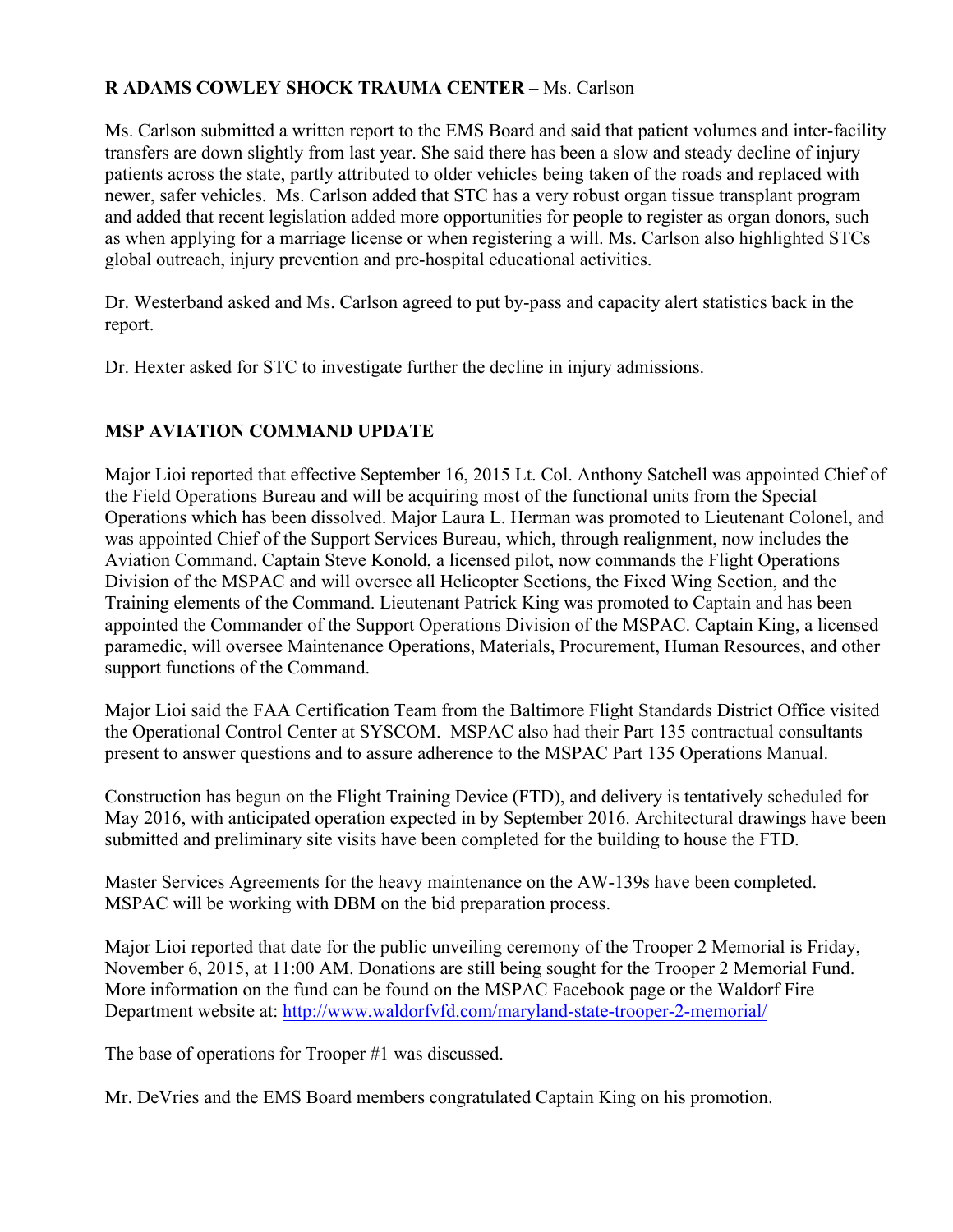**R ADAMS COWLEY SHOCK TRAUMA CENTER –** Ms. Carlson

Ms. Carlson submitted a written report to the EMS Board and said that patient volumes and inter-facility transfers are down slightly from last year. She said there has been a slow and steady decline of injury patients across the state, partly attributed to older vehicles being taken of the roads and replaced with newer, safer vehicles. Ms. Carlson added that STC has a very robust organ tissue transplant program and added that recent legislation added more opportunities for people to register as organ donors, such as when applying for a marriage license or when registering a will. Ms. Carlson also highlighted STCs global outreach, injury prevention and pre-hospital educational activities.

Dr. Westerband asked and Ms. Carlson agreed to put by-pass and capacity alert statistics back in the report.

Dr. Hexter asked for STC to investigate further the decline in injury admissions.

**MSP AVIATION COMMAND UPDATE**

Major Lioi reported that effective September 16, 2015 Lt. Col. Anthony Satchell was appointed Chief of the Field Operations Bureau and will be acquiring most of the functional units from the Special Operations which has been dissolved. Major Laura L. Herman was promoted to Lieutenant Colonel, and was appointed Chief of the Support Services Bureau, which, through realignment, now includes the Aviation Command. Captain Steve Konold, a licensed pilot, now commands the Flight Operations Division of the MSPAC and will oversee all Helicopter Sections, the Fixed Wing Section, and the Training elements of the Command. Lieutenant Patrick King was promoted to Captain and has been appointed the Commander of the Support Operations Division of the MSPAC. Captain King, a licensed paramedic, will oversee Maintenance Operations, Materials, Procurement, Human Resources, and other support functions of the Command.

Major Lioi said the FAA Certification Team from the Baltimore Flight Standards District Office visited the Operational Control Center at SYSCOM. MSPAC also had their Part 135 contractual consultants present to answer questions and to assure adherence to the MSPAC Part 135 Operations Manual.

Construction has begun on the Flight Training Device (FTD), and delivery is tentatively scheduled for May 2016, with anticipated operation expected in by September 2016. Architectural drawings have been submitted and preliminary site visits have been completed for the building to house the FTD.

Master Services Agreements for the heavy maintenance on the AW-139s have been completed. MSPAC will be working with DBM on the bid preparation process.

Major Lioi reported that date for the public unveiling ceremony of the Trooper 2 Memorial is Friday, November 6, 2015, at 11:00 AM. Donations are still being sought for the Trooper 2 Memorial Fund. More information on the fund can be found on the MSPAC Facebook page or the Waldorf Fire Department website at: http://www.waldorfvfd.com/maryland-state-trooper-2-memorial/

The base of operations for Trooper #1 was discussed.

Mr. DeVries and the EMS Board members congratulated Captain King on his promotion.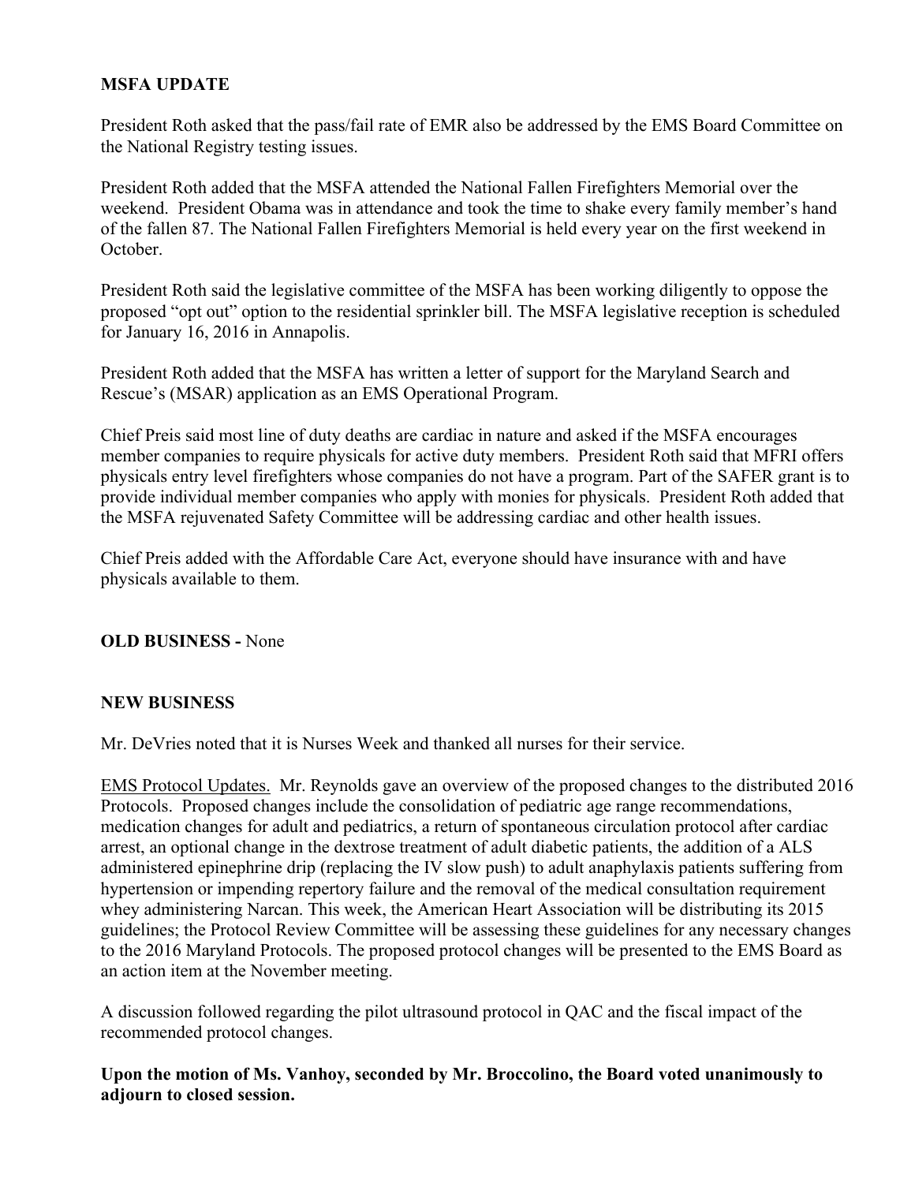**MSFA UPDATE**

President Roth asked that the pass/fail rate of EMR also be addressed by the EMS Board Committee on the National Registry testing issues.

President Roth added that the MSFA attended the National Fallen Firefighters Memorial over the weekend. President Obama was in attendance and took the time to shake every family member's hand of the fallen 87. The National Fallen Firefighters Memorial is held every year on the first weekend in October.

President Roth said the legislative committee of the MSFA has been working diligently to oppose the proposed "opt out" option to the residential sprinkler bill. The MSFA legislative reception is scheduled for January 16, 2016 in Annapolis.

President Roth added that the MSFA has written a letter of support for the Maryland Search and Rescue's (MSAR) application as an EMS Operational Program.

Chief Preis said most line of duty deaths are cardiac in nature and asked if the MSFA encourages member companies to require physicals for active duty members. President Roth said that MFRI offers physicals entry level firefighters whose companies do not have a program. Part of the SAFER grant is to provide individual member companies who apply with monies for physicals. President Roth added that the MSFA rejuvenated Safety Committee will be addressing cardiac and other health issues.

Chief Preis added with the Affordable Care Act, everyone should have insurance with and have physicals available to them.

**OLD BUSINESS -** None

**NEW BUSINESS**

Mr. DeVries noted that it is Nurses Week and thanked all nurses for their service.

<u>EMS Protocol Updates.</u> Mr. Reynolds gave an overview of the proposed changes to the distributed 2016 Protocols. Proposed changes include the consolidation of pediatric age range recommendations, medication changes for adult and pediatrics, a return of spontaneous circulation protocol after cardiac arrest, an optional change in the dextrose treatment of adult diabetic patients, the addition of a ALS administered epinephrine drip (replacing the IV slow push) to adult anaphylaxis patients suffering from hypertension or impending repertory failure and the removal of the medical consultation requirement whey administering Narcan. This week, the American Heart Association will be distributing its 2015 guidelines; the Protocol Review Committee will be assessing these guidelines for any necessary changes to the 2016 Maryland Protocols. The proposed protocol changes will be presented to the EMS Board as an action item at the November meeting.

A discussion followed regarding the pilot ultrasound protocol in QAC and the fiscal impact of the recommended protocol changes.

**Upon the motion of Ms. Vanhoy, seconded by Mr. Broccolino, the Board voted unanimously to adjourn to closed session.**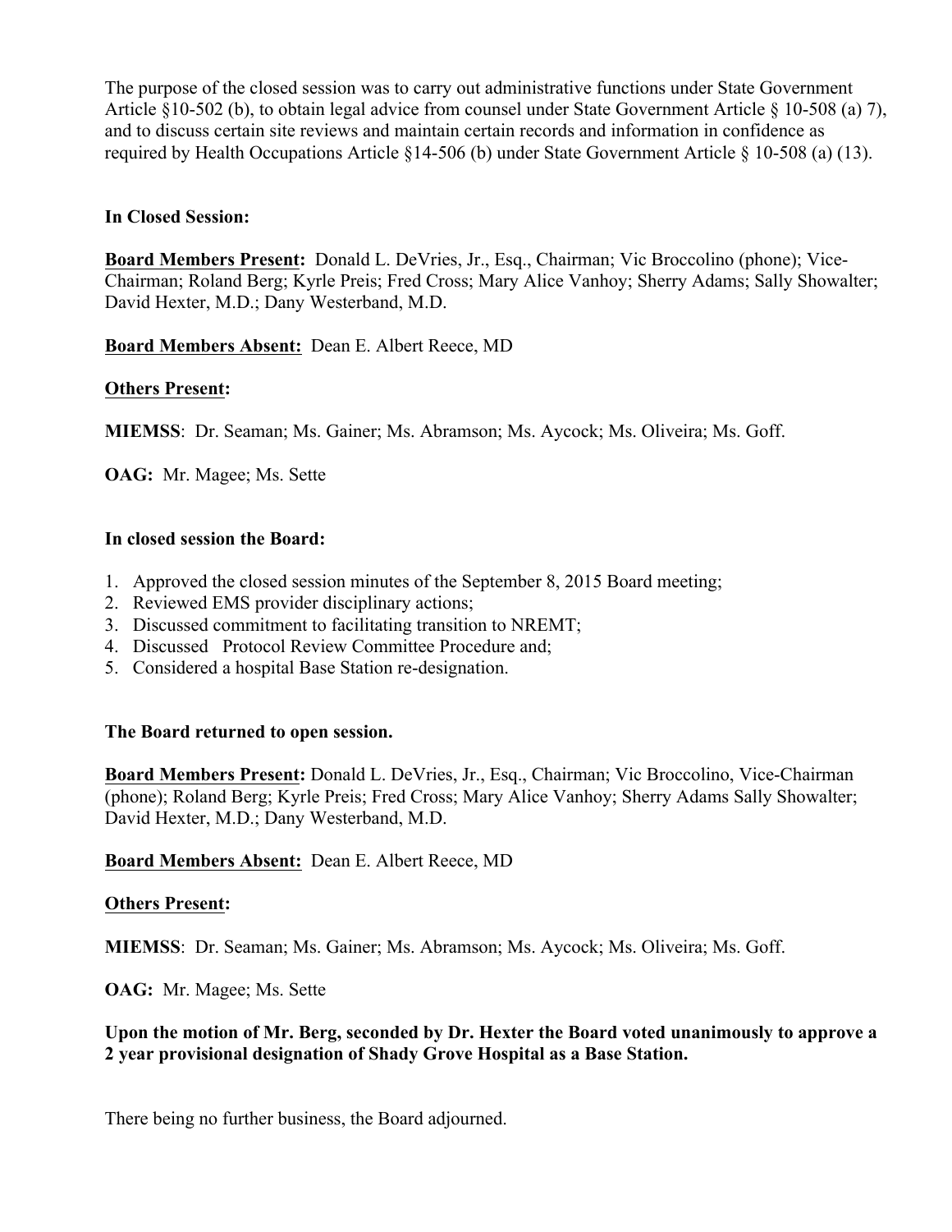The purpose of the closed session was to carry out administrative functions under State Government Article §10-502 (b), to obtain legal advice from counsel under State Government Article § 10-508 (a) 7), and to discuss certain site reviews and maintain certain records and information in confidence as required by Health Occupations Article §14-506 (b) under State Government Article § 10-508 (a) (13).

**In Closed Session:**

**Board Members Present:** Donald L. DeVries, Jr., Esq., Chairman; Vic Broccolino (phone); Vice-Chairman; Roland Berg; Kyrle Preis; Fred Cross; Mary Alice Vanhoy; Sherry Adams; Sally Showalter; David Hexter, M.D.; Dany Westerband, M.D.

**Board Members Absent:** Dean E. Albert Reece, MD

**Others Present:**

**MIEMSS**: Dr. Seaman; Ms. Gainer; Ms. Abramson; Ms. Aycock; Ms. Oliveira; Ms. Goff.

**OAG:** Mr. Magee; Ms. Sette

**In closed session the Board:**

1. Approved the closed session minutes of the September 8, 2015 Board meeting;
2. Reviewed EMS provider disciplinary actions;
3. Discussed commitment to facilitating transition to NREMT;
4. Discussed Protocol Review Committee Procedure and;
5. Considered a hospital Base Station re-designation.

**The Board returned to open session.**

**Board Members Present:** Donald L. DeVries, Jr., Esq., Chairman; Vic Broccolino, Vice-Chairman (phone); Roland Berg; Kyrle Preis; Fred Cross; Mary Alice Vanhoy; Sherry Adams Sally Showalter; David Hexter, M.D.; Dany Westerband, M.D.

**Board Members Absent:** Dean E. Albert Reece, MD

**Others Present:**

**MIEMSS**: Dr. Seaman; Ms. Gainer; Ms. Abramson; Ms. Aycock; Ms. Oliveira; Ms. Goff.

**OAG:** Mr. Magee; Ms. Sette

**Upon the motion of Mr. Berg, seconded by Dr. Hexter the Board voted unanimously to approve a 2 year provisional designation of Shady Grove Hospital as a Base Station.**

There being no further business, the Board adjourned.